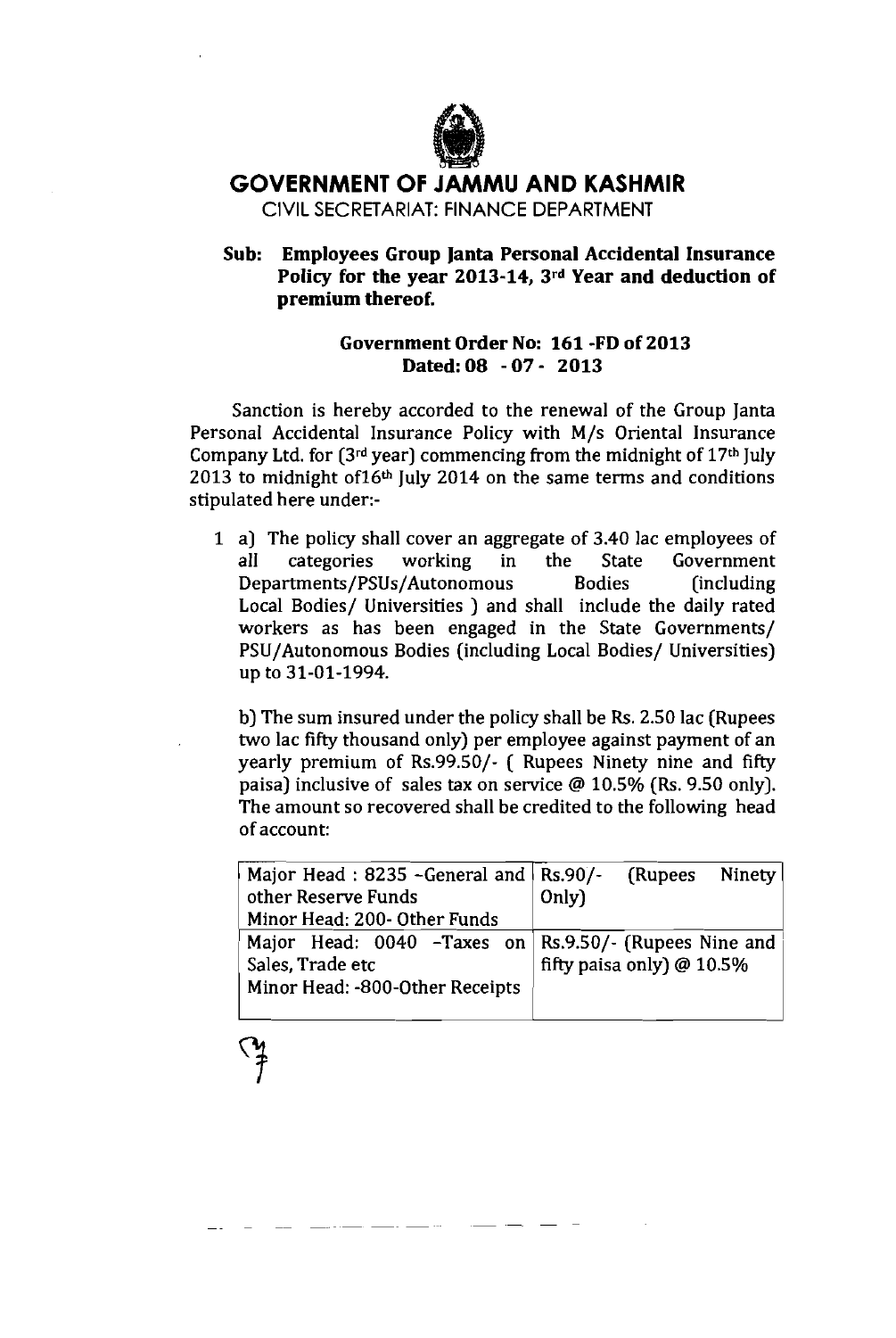# GOVERNMENT OF JAMMU AND KASHMIR

CIVIL SECRETARIAT: FINANCE DEPARTMENT

**Sub: Employees Group Janta Personal Accidental Insurance Policy for the year 2013-14, 3rd Year and deduction of premium thereof.**

**Government Order No: 161 -FD of 2013**
**Dated: 08 - 07 - 2013**

Sanction is hereby accorded to the renewal of the Group Janta Personal Accidental Insurance Policy with M/s Oriental Insurance Company Ltd. for (3rd year) commencing from the midnight of 17th July 2013 to midnight of16th July 2014 on the same terms and conditions stipulated here under:-

1 a) The policy shall cover an aggregate of 3.40 lac employees of all categories working in the State Government Departments/PSUs/Autonomous Bodies (including Local Bodies/ Universities ) and shall include the daily rated workers as has been engaged in the State Governments/ PSU/Autonomous Bodies (including Local Bodies/ Universities) up to 31-01-1994.

b) The sum insured under the policy shall be Rs. 2.50 lac (Rupees two lac fifty thousand only) per employee against payment of an yearly premium of Rs.99.50/- ( Rupees Ninety nine and fifty paisa) inclusive of sales tax on service @ 10.5% (Rs. 9.50 only). The amount so recovered shall be credited to the following head of account:

| | |
|---|---|
| Major Head : 8235 -General and other Reserve Funds<br>Minor Head: 200- Other Funds | Rs.90/- (Rupees Ninety Only) |
| Major Head: 0040 -Taxes on Sales, Trade etc<br>Minor Head: -800-Other Receipts | Rs.9.50/- (Rupees Nine and fifty paisa only) @ 10.5% |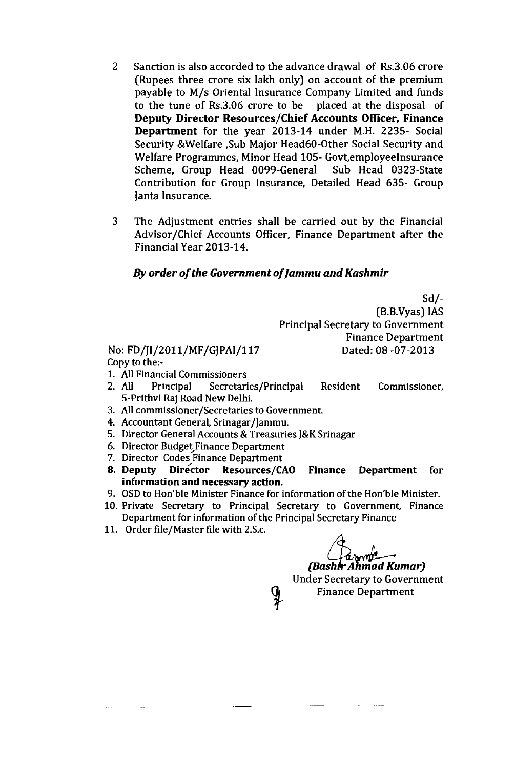2 Sanction is also accorded to the advance drawal of Rs.3.06 crore (Rupees three crore six lakh only) on account of the premium payable to M/s Oriental Insurance Company Limited and funds to the tune of Rs.3.06 crore to be placed at the disposal of **Deputy Director Resources/Chief Accounts Officer, Finance Department** for the year 2013-14 under M.H. 2235- Social Security &Welfare ,Sub Major Head60-Other Social Security and Welfare Programmes, Minor Head 105- Govt,employeeInsurance Scheme, Group Head 0099-General Sub Head 0323-State Contribution for Group Insurance, Detailed Head 635- Group Janta Insurance.

3 The Adjustment entries shall be carried out by the Financial Advisor/Chief Accounts Officer, Finance Department after the Financial Year 2013-14.

***By order of the Government of Jammu and Kashmir***

Sd/-
(B.B.Vyas) IAS
Principal Secretary to Government
Finance Department

No: FD/JI/2011/MF/GJPAI/117 Dated: 08 -07-2013

Copy to the:-

1. All Financial Commissioners
2. All Principal Secretaries/Principal Resident Commissioner, 5-Prithvi Raj Road New Delhi.
3. All commissioner/Secretaries to Government.
4. Accountant General, Srinagar/Jammu.
5. Director General Accounts & Treasuries J&K Srinagar
6. Director Budget Finance Department
7. Director Codes Finance Department
8. **Deputy Director Resources/CAO Finance Department for information and necessary action.**
9. OSD to Hon'ble Minister Finance for information of the Hon'ble Minister.
10. Private Secretary to Principal Secretary to Government, Finance Department for information of the Principal Secretary Finance
11. Order file/Master file with 2.S.c.

***(Bashir Ahmad Kumar)***
Under Secretary to Government
Finance Department